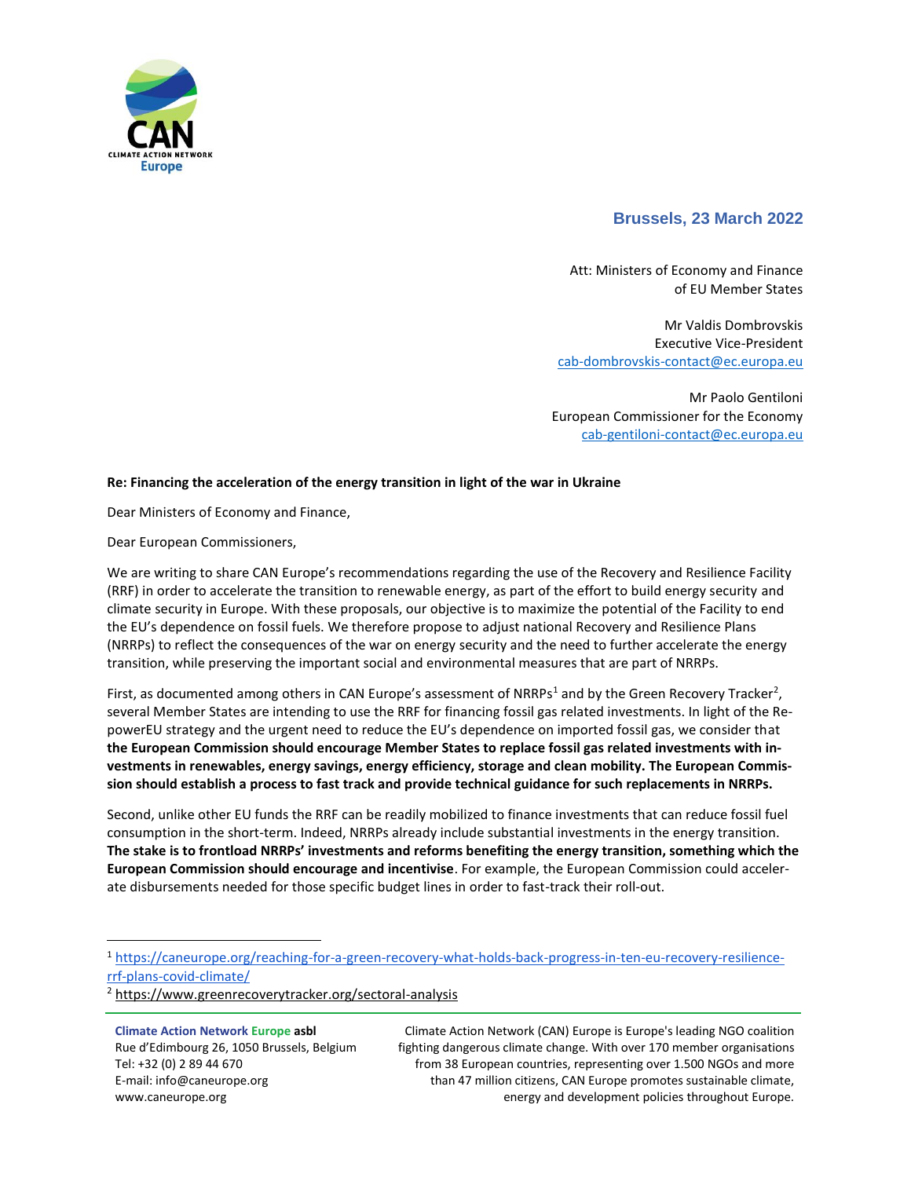Brussels, 23 March 2022

Att: Ministers of Economy and Finance
of EU Member States

Mr Valdis Dombrovskis
Executive Vice-President
cab-dombrovskis-contact@ec.europa.eu

Mr Paolo Gentiloni
European Commissioner for the Economy
cab-gentiloni-contact@ec.europa.eu

**Re: Financing the acceleration of the energy transition in light of the war in Ukraine**

Dear Ministers of Economy and Finance,

Dear European Commissioners,

We are writing to share CAN Europe's recommendations regarding the use of the Recovery and Resilience Facility (RRF) in order to accelerate the transition to renewable energy, as part of the effort to build energy security and climate security in Europe. With these proposals, our objective is to maximize the potential of the Facility to end the EU's dependence on fossil fuels. We therefore propose to adjust national Recovery and Resilience Plans (NRRPs) to reflect the consequences of the war on energy security and the need to further accelerate the energy transition, while preserving the important social and environmental measures that are part of NRRPs.

First, as documented among others in CAN Europe's assessment of NRRPs[1] and by the Green Recovery Tracker[2], several Member States are intending to use the RRF for financing fossil gas related investments. In light of the RepowerEU strategy and the urgent need to reduce the EU's dependence on imported fossil gas, we consider that **the European Commission should encourage Member States to replace fossil gas related investments with investments in renewables, energy savings, energy efficiency, storage and clean mobility. The European Commission should establish a process to fast track and provide technical guidance for such replacements in NRRPs.**

Second, unlike other EU funds the RRF can be readily mobilized to finance investments that can reduce fossil fuel consumption in the short-term. Indeed, NRRPs already include substantial investments in the energy transition. **The stake is to frontload NRRPs' investments and reforms benefiting the energy transition, something which the European Commission should encourage and incentivise**. For example, the European Commission could accelerate disbursements needed for those specific budget lines in order to fast-track their roll-out.

[1] https://caneurope.org/reaching-for-a-green-recovery-what-holds-back-progress-in-ten-eu-recovery-resilience-rrf-plans-covid-climate/

[2] https://www.greenrecoverytracker.org/sectoral-analysis

**Climate Action Network Europe asbl**
Rue d'Edimbourg 26, 1050 Brussels, Belgium
Tel: +32 (0) 2 89 44 670
E-mail: info@caneurope.org
www.caneurope.org

Climate Action Network (CAN) Europe is Europe's leading NGO coalition fighting dangerous climate change. With over 170 member organisations from 38 European countries, representing over 1.500 NGOs and more than 47 million citizens, CAN Europe promotes sustainable climate, energy and development policies throughout Europe.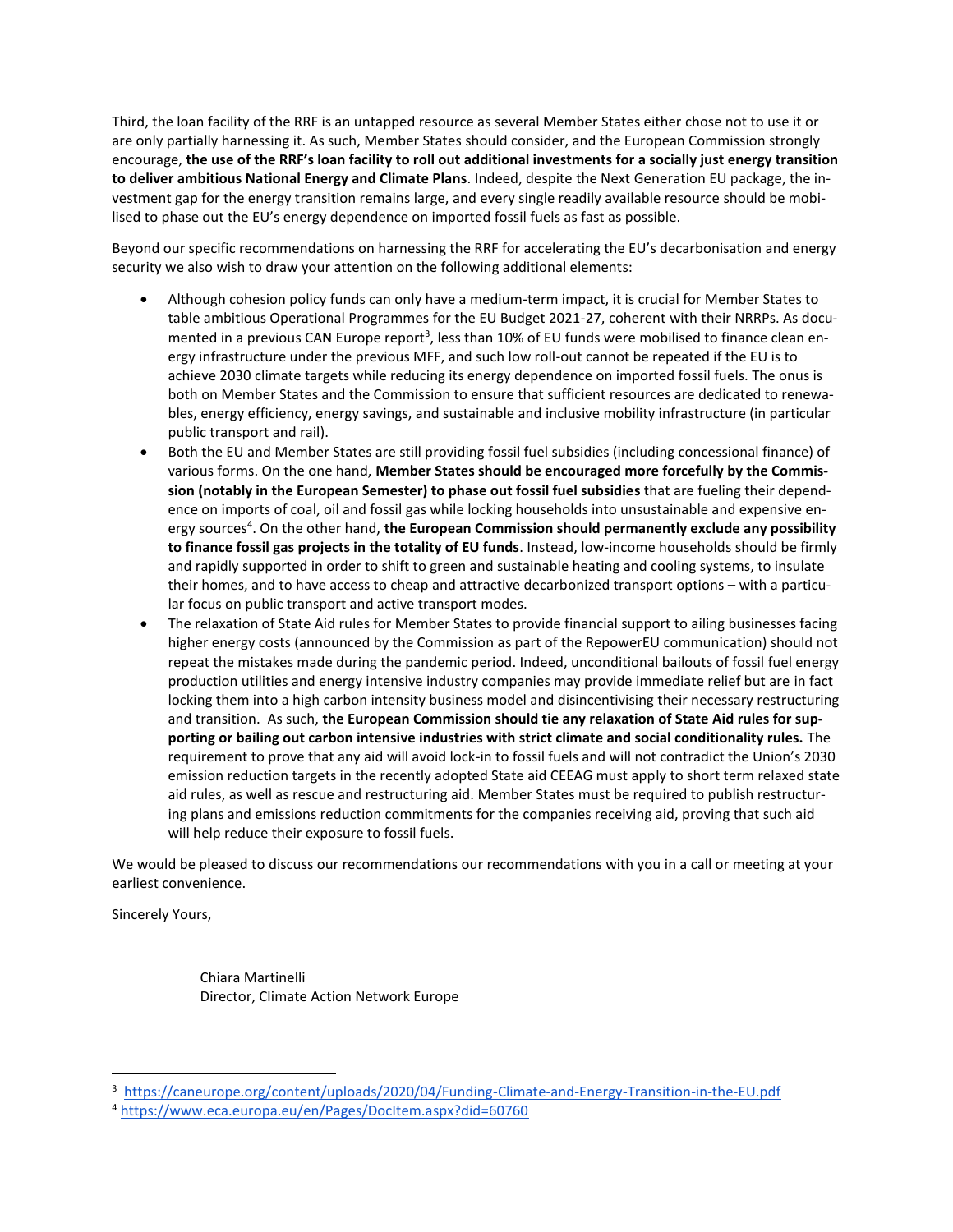Third, the loan facility of the RRF is an untapped resource as several Member States either chose not to use it or are only partially harnessing it. As such, Member States should consider, and the European Commission strongly encourage, **the use of the RRF's loan facility to roll out additional investments for a socially just energy transition to deliver ambitious National Energy and Climate Plans**. Indeed, despite the Next Generation EU package, the investment gap for the energy transition remains large, and every single readily available resource should be mobilised to phase out the EU's energy dependence on imported fossil fuels as fast as possible.

Beyond our specific recommendations on harnessing the RRF for accelerating the EU's decarbonisation and energy security we also wish to draw your attention on the following additional elements:

- Although cohesion policy funds can only have a medium-term impact, it is crucial for Member States to table ambitious Operational Programmes for the EU Budget 2021-27, coherent with their NRRPs. As documented in a previous CAN Europe report[3], less than 10% of EU funds were mobilised to finance clean energy infrastructure under the previous MFF, and such low roll-out cannot be repeated if the EU is to achieve 2030 climate targets while reducing its energy dependence on imported fossil fuels. The onus is both on Member States and the Commission to ensure that sufficient resources are dedicated to renewables, energy efficiency, energy savings, and sustainable and inclusive mobility infrastructure (in particular public transport and rail).
- Both the EU and Member States are still providing fossil fuel subsidies (including concessional finance) of various forms. On the one hand, **Member States should be encouraged more forcefully by the Commission (notably in the European Semester) to phase out fossil fuel subsidies** that are fueling their dependence on imports of coal, oil and fossil gas while locking households into unsustainable and expensive energy sources[4]. On the other hand, **the European Commission should permanently exclude any possibility to finance fossil gas projects in the totality of EU funds**. Instead, low-income households should be firmly and rapidly supported in order to shift to green and sustainable heating and cooling systems, to insulate their homes, and to have access to cheap and attractive decarbonized transport options – with a particular focus on public transport and active transport modes.
- The relaxation of State Aid rules for Member States to provide financial support to ailing businesses facing higher energy costs (announced by the Commission as part of the RepowerEU communication) should not repeat the mistakes made during the pandemic period. Indeed, unconditional bailouts of fossil fuel energy production utilities and energy intensive industry companies may provide immediate relief but are in fact locking them into a high carbon intensity business model and disincentivising their necessary restructuring and transition. As such, **the European Commission should tie any relaxation of State Aid rules for supporting or bailing out carbon intensive industries with strict climate and social conditionality rules.** The requirement to prove that any aid will avoid lock-in to fossil fuels and will not contradict the Union's 2030 emission reduction targets in the recently adopted State aid CEEAG must apply to short term relaxed state aid rules, as well as rescue and restructuring aid. Member States must be required to publish restructuring plans and emissions reduction commitments for the companies receiving aid, proving that such aid will help reduce their exposure to fossil fuels.

We would be pleased to discuss our recommendations our recommendations with you in a call or meeting at your earliest convenience.

Sincerely Yours,

Chiara Martinelli
Director, Climate Action Network Europe

---

[3] https://caneurope.org/content/uploads/2020/04/Funding-Climate-and-Energy-Transition-in-the-EU.pdf

[4] https://www.eca.europa.eu/en/Pages/DocItem.aspx?did=60760